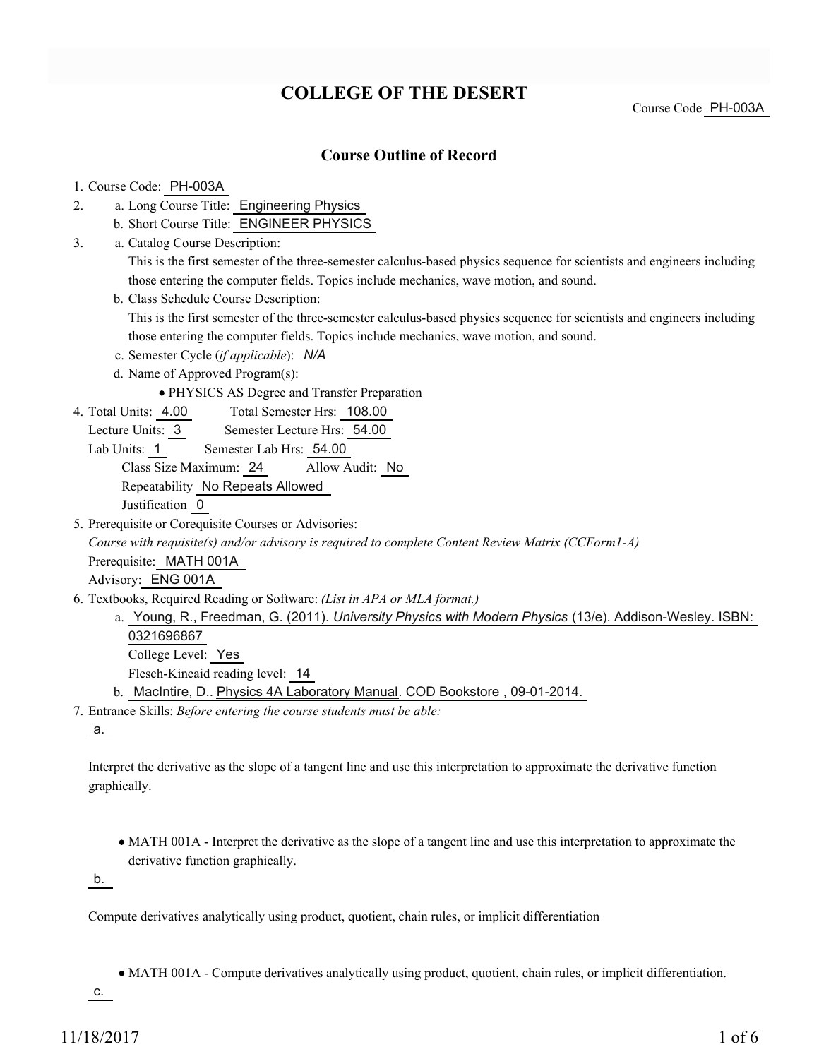# COLLEGE OF THE DESERT

Course Code PH-003A

## Course Outline of Record

1. Course Code: PH-003A
2. a. Long Course Title: Engineering Physics
   b. Short Course Title: ENGINEER PHYSICS
3. a. Catalog Course Description:
   This is the first semester of the three-semester calculus-based physics sequence for scientists and engineers including those entering the computer fields. Topics include mechanics, wave motion, and sound.
   b. Class Schedule Course Description:
   This is the first semester of the three-semester calculus-based physics sequence for scientists and engineers including those entering the computer fields. Topics include mechanics, wave motion, and sound.
   c. Semester Cycle (*if applicable*): *N/A*
   d. Name of Approved Program(s):
      - PHYSICS AS Degree and Transfer Preparation
4. Total Units: 4.00 Total Semester Hrs: 108.00
   Lecture Units: 3 Semester Lecture Hrs: 54.00
   Lab Units: 1 Semester Lab Hrs: 54.00
   Class Size Maximum: 24 Allow Audit: No
   Repeatability No Repeats Allowed
   Justification 0
5. Prerequisite or Corequisite Courses or Advisories:
   *Course with requisite(s) and/or advisory is required to complete Content Review Matrix (CCForm1-A)*
   Prerequisite: MATH 001A
   Advisory: ENG 001A
6. Textbooks, Required Reading or Software: *(List in APA or MLA format.)*
   a. Young, R., Freedman, G. (2011). *University Physics with Modern Physics* (13/e). Addison-Wesley. ISBN: 0321696867
      College Level: Yes
      Flesch-Kincaid reading level: 14
   b. MacIntire, D.. Physics 4A Laboratory Manual. COD Bookstore , 09-01-2014.
7. Entrance Skills: *Before entering the course students must be able:*

   a.

   Interpret the derivative as the slope of a tangent line and use this interpretation to approximate the derivative function graphically.

   - MATH 001A - Interpret the derivative as the slope of a tangent line and use this interpretation to approximate the derivative function graphically.

   b.

   Compute derivatives analytically using product, quotient, chain rules, or implicit differentiation

   - MATH 001A - Compute derivatives analytically using product, quotient, chain rules, or implicit differentiation.

   c.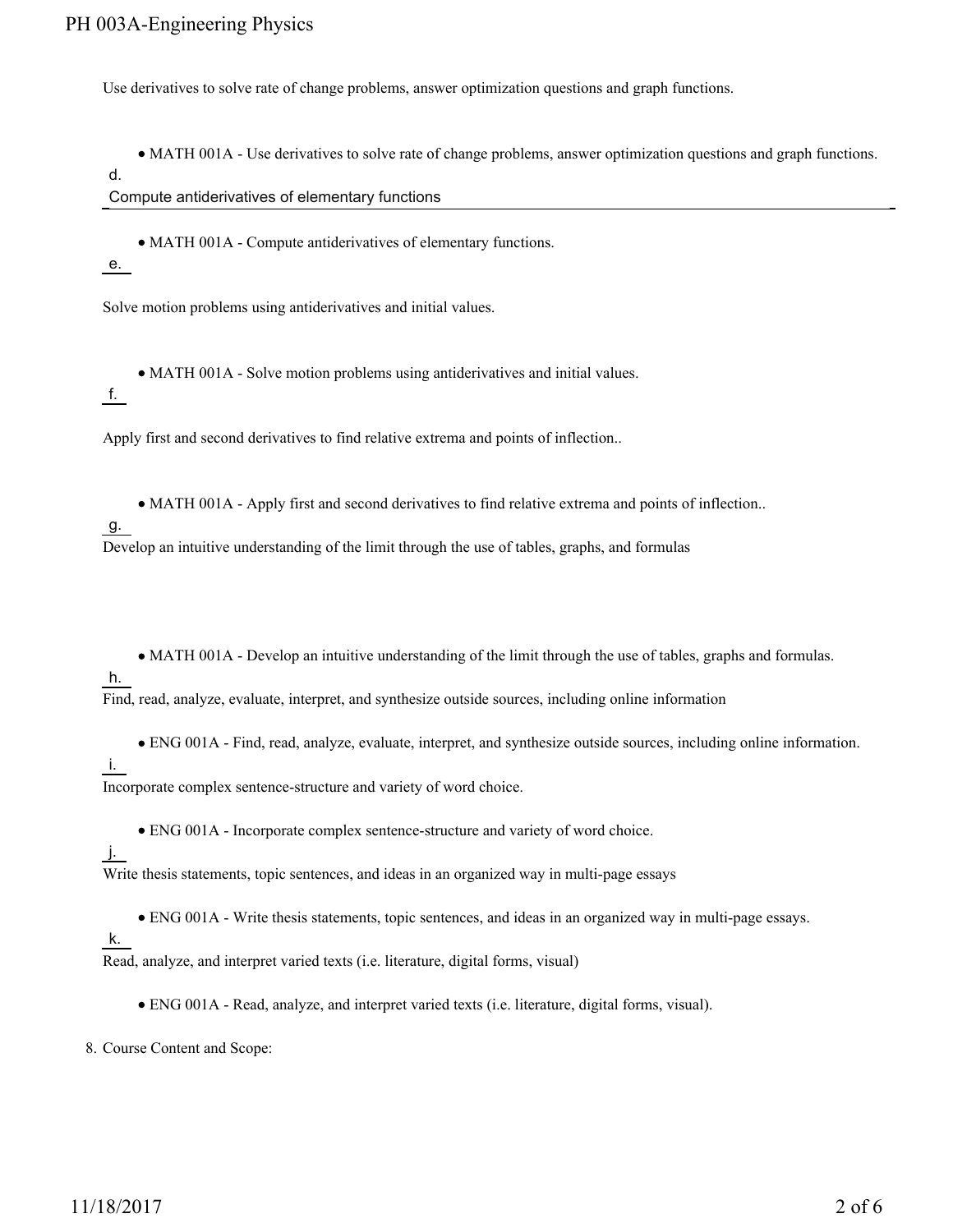Use derivatives to solve rate of change problems, answer optimization questions and graph functions.

- MATH 001A - Use derivatives to solve rate of change problems, answer optimization questions and graph functions.

d.

Compute antiderivatives of elementary functions

- MATH 001A - Compute antiderivatives of elementary functions.

e.

Solve motion problems using antiderivatives and initial values.

- MATH 001A - Solve motion problems using antiderivatives and initial values.

f.

Apply first and second derivatives to find relative extrema and points of inflection..

- MATH 001A - Apply first and second derivatives to find relative extrema and points of inflection..

g.

Develop an intuitive understanding of the limit through the use of tables, graphs, and formulas

- MATH 001A - Develop an intuitive understanding of the limit through the use of tables, graphs and formulas.

h.

Find, read, analyze, evaluate, interpret, and synthesize outside sources, including online information

- ENG 001A - Find, read, analyze, evaluate, interpret, and synthesize outside sources, including online information.

i.

Incorporate complex sentence-structure and variety of word choice.

- ENG 001A - Incorporate complex sentence-structure and variety of word choice.

j.

Write thesis statements, topic sentences, and ideas in an organized way in multi-page essays

- ENG 001A - Write thesis statements, topic sentences, and ideas in an organized way in multi-page essays.

k.

Read, analyze, and interpret varied texts (i.e. literature, digital forms, visual)

- ENG 001A - Read, analyze, and interpret varied texts (i.e. literature, digital forms, visual).

8. Course Content and Scope: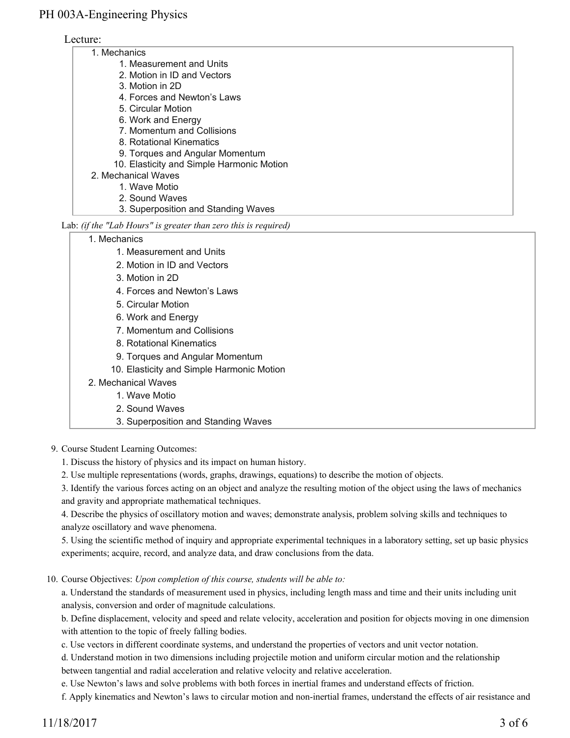Lecture:

1. Mechanics
    1. Measurement and Units
    2. Motion in ID and Vectors
    3. Motion in 2D
    4. Forces and Newton's Laws
    5. Circular Motion
    6. Work and Energy
    7. Momentum and Collisions
    8. Rotational Kinematics
    9. Torques and Angular Momentum
    10. Elasticity and Simple Harmonic Motion
2. Mechanical Waves
    1. Wave Motio
    2. Sound Waves
    3. Superposition and Standing Waves

Lab: *(if the "Lab Hours" is greater than zero this is required)*

1. Mechanics
    1. Measurement and Units
    2. Motion in ID and Vectors
    3. Motion in 2D
    4. Forces and Newton's Laws
    5. Circular Motion
    6. Work and Energy
    7. Momentum and Collisions
    8. Rotational Kinematics
    9. Torques and Angular Momentum
    10. Elasticity and Simple Harmonic Motion
2. Mechanical Waves
    1. Wave Motio
    2. Sound Waves
    3. Superposition and Standing Waves

9. Course Student Learning Outcomes:

1. Discuss the history of physics and its impact on human history.

2. Use multiple representations (words, graphs, drawings, equations) to describe the motion of objects.

3. Identify the various forces acting on an object and analyze the resulting motion of the object using the laws of mechanics and gravity and appropriate mathematical techniques.

4. Describe the physics of oscillatory motion and waves; demonstrate analysis, problem solving skills and techniques to analyze oscillatory and wave phenomena.

5. Using the scientific method of inquiry and appropriate experimental techniques in a laboratory setting, set up basic physics experiments; acquire, record, and analyze data, and draw conclusions from the data.

10. Course Objectives: *Upon completion of this course, students will be able to:*

a. Understand the standards of measurement used in physics, including length mass and time and their units including unit analysis, conversion and order of magnitude calculations.

b. Define displacement, velocity and speed and relate velocity, acceleration and position for objects moving in one dimension with attention to the topic of freely falling bodies.

c. Use vectors in different coordinate systems, and understand the properties of vectors and unit vector notation.

d. Understand motion in two dimensions including projectile motion and uniform circular motion and the relationship between tangential and radial acceleration and relative velocity and relative acceleration.

e. Use Newton's laws and solve problems with both forces in inertial frames and understand effects of friction.

f. Apply kinematics and Newton's laws to circular motion and non-inertial frames, understand the effects of air resistance and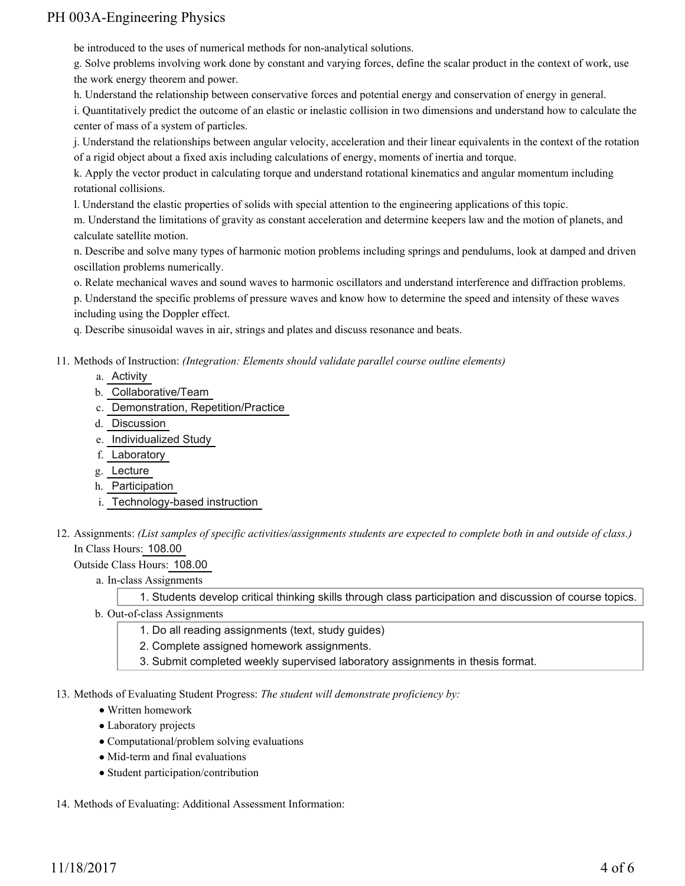be introduced to the uses of numerical methods for non-analytical solutions.

g. Solve problems involving work done by constant and varying forces, define the scalar product in the context of work, use the work energy theorem and power.

h. Understand the relationship between conservative forces and potential energy and conservation of energy in general.

i. Quantitatively predict the outcome of an elastic or inelastic collision in two dimensions and understand how to calculate the center of mass of a system of particles.

j. Understand the relationships between angular velocity, acceleration and their linear equivalents in the context of the rotation of a rigid object about a fixed axis including calculations of energy, moments of inertia and torque.

k. Apply the vector product in calculating torque and understand rotational kinematics and angular momentum including rotational collisions.

l. Understand the elastic properties of solids with special attention to the engineering applications of this topic.

m. Understand the limitations of gravity as constant acceleration and determine keepers law and the motion of planets, and calculate satellite motion.

n. Describe and solve many types of harmonic motion problems including springs and pendulums, look at damped and driven oscillation problems numerically.

o. Relate mechanical waves and sound waves to harmonic oscillators and understand interference and diffraction problems.

p. Understand the specific problems of pressure waves and know how to determine the speed and intensity of these waves including using the Doppler effect.

q. Describe sinusoidal waves in air, strings and plates and discuss resonance and beats.

11. Methods of Instruction: *(Integration: Elements should validate parallel course outline elements)*
    a. Activity
    b. Collaborative/Team
    c. Demonstration, Repetition/Practice
    d. Discussion
    e. Individualized Study
    f. Laboratory
    g. Lecture
    h. Participation
    i. Technology-based instruction

12. Assignments: *(List samples of specific activities/assignments students are expected to complete both in and outside of class.)*
    In Class Hours: 108.00
    Outside Class Hours: 108.00
    a. In-class Assignments
        1. Students develop critical thinking skills through class participation and discussion of course topics.
    b. Out-of-class Assignments
        1. Do all reading assignments (text, study guides)
        2. Complete assigned homework assignments.
        3. Submit completed weekly supervised laboratory assignments in thesis format.

13. Methods of Evaluating Student Progress: *The student will demonstrate proficiency by:*
    - Written homework
    - Laboratory projects
    - Computational/problem solving evaluations
    - Mid-term and final evaluations
    - Student participation/contribution

14. Methods of Evaluating: Additional Assessment Information: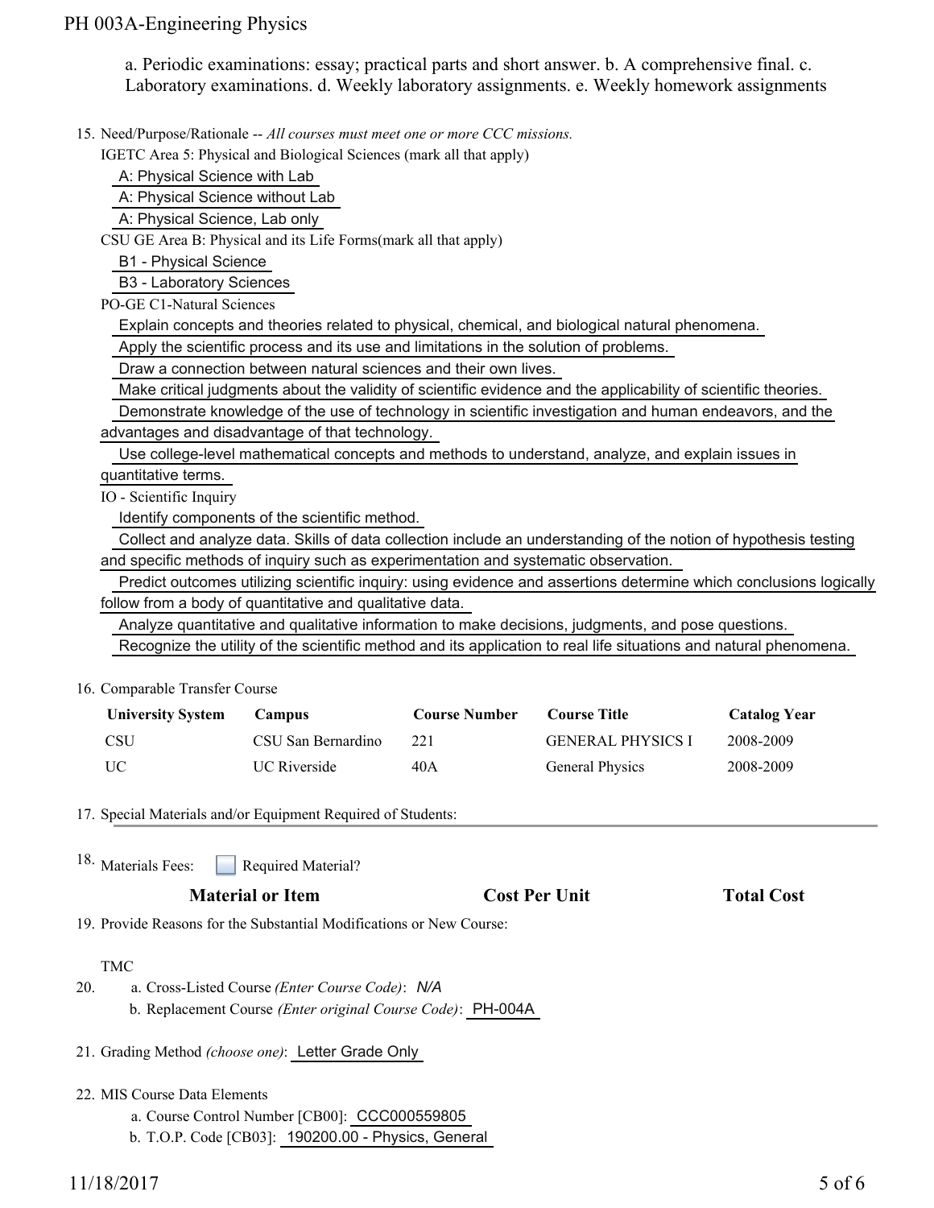a. Periodic examinations: essay; practical parts and short answer. b. A comprehensive final. c. Laboratory examinations. d. Weekly laboratory assignments. e. Weekly homework assignments

15. Need/Purpose/Rationale -- *All courses must meet one or more CCC missions.*

    IGETC Area 5: Physical and Biological Sciences (mark all that apply)

    A: Physical Science with Lab

    A: Physical Science without Lab

    A: Physical Science, Lab only

    CSU GE Area B: Physical and its Life Forms(mark all that apply)

    B1 - Physical Science

    B3 - Laboratory Sciences

    PO-GE C1-Natural Sciences

    Explain concepts and theories related to physical, chemical, and biological natural phenomena.

    Apply the scientific process and its use and limitations in the solution of problems.

    Draw a connection between natural sciences and their own lives.

    Make critical judgments about the validity of scientific evidence and the applicability of scientific theories.

    Demonstrate knowledge of the use of technology in scientific investigation and human endeavors, and the advantages and disadvantage of that technology.

    Use college-level mathematical concepts and methods to understand, analyze, and explain issues in quantitative terms.

    IO - Scientific Inquiry

    Identify components of the scientific method.

    Collect and analyze data. Skills of data collection include an understanding of the notion of hypothesis testing and specific methods of inquiry such as experimentation and systematic observation.

    Predict outcomes utilizing scientific inquiry: using evidence and assertions determine which conclusions logically follow from a body of quantitative and qualitative data.

    Analyze quantitative and qualitative information to make decisions, judgments, and pose questions.

    Recognize the utility of the scientific method and its application to real life situations and natural phenomena.

16. Comparable Transfer Course

| University System | Campus | Course Number | Course Title | Catalog Year |
|---|---|---|---|---|
| CSU | CSU San Bernardino | 221 | GENERAL PHYSICS I | 2008-2009 |
| UC | UC Riverside | 40A | General Physics | 2008-2009 |

17. Special Materials and/or Equipment Required of Students:

18. Materials Fees: ☐ Required Material?

| Material or Item | Cost Per Unit | Total Cost |
|---|---|---|

19. Provide Reasons for the Substantial Modifications or New Course:

    TMC

20. a. Cross-Listed Course *(Enter Course Code)*: *N/A*

    b. Replacement Course *(Enter original Course Code)*: PH-004A

21. Grading Method *(choose one)*: Letter Grade Only

22. MIS Course Data Elements

    a. Course Control Number [CB00]: CCC000559805

    b. T.O.P. Code [CB03]: 190200.00 - Physics, General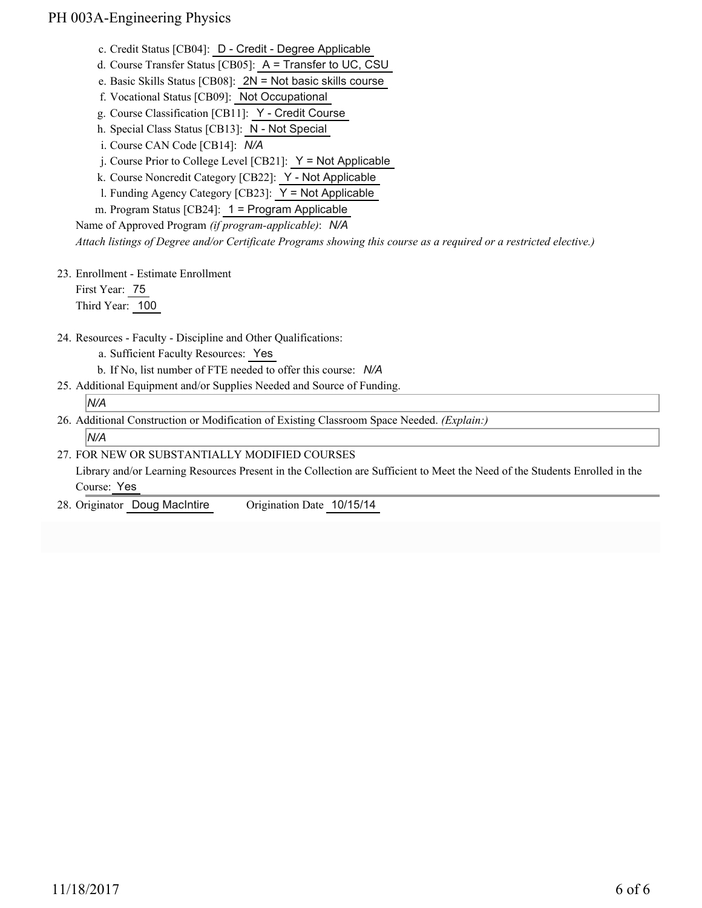c. Credit Status [CB04]: D - Credit - Degree Applicable
d. Course Transfer Status [CB05]: A = Transfer to UC, CSU
e. Basic Skills Status [CB08]: 2N = Not basic skills course
f. Vocational Status [CB09]: Not Occupational
g. Course Classification [CB11]: Y - Credit Course
h. Special Class Status [CB13]: N - Not Special
i. Course CAN Code [CB14]: *N/A*
j. Course Prior to College Level [CB21]: Y = Not Applicable
k. Course Noncredit Category [CB22]: Y - Not Applicable
l. Funding Agency Category [CB23]: Y = Not Applicable
m. Program Status [CB24]: 1 = Program Applicable

Name of Approved Program *(if program-applicable)*: *N/A*

*Attach listings of Degree and/or Certificate Programs showing this course as a required or a restricted elective.)*

23. Enrollment - Estimate Enrollment
    First Year: 75
    Third Year: 100

24. Resources - Faculty - Discipline and Other Qualifications:
    a. Sufficient Faculty Resources: Yes
    b. If No, list number of FTE needed to offer this course: *N/A*

25. Additional Equipment and/or Supplies Needed and Source of Funding.
    *N/A*

26. Additional Construction or Modification of Existing Classroom Space Needed. *(Explain:)*
    *N/A*

27. FOR NEW OR SUBSTANTIALLY MODIFIED COURSES
    Library and/or Learning Resources Present in the Collection are Sufficient to Meet the Need of the Students Enrolled in the Course: Yes

28. Originator Doug MacIntire    Origination Date 10/15/14